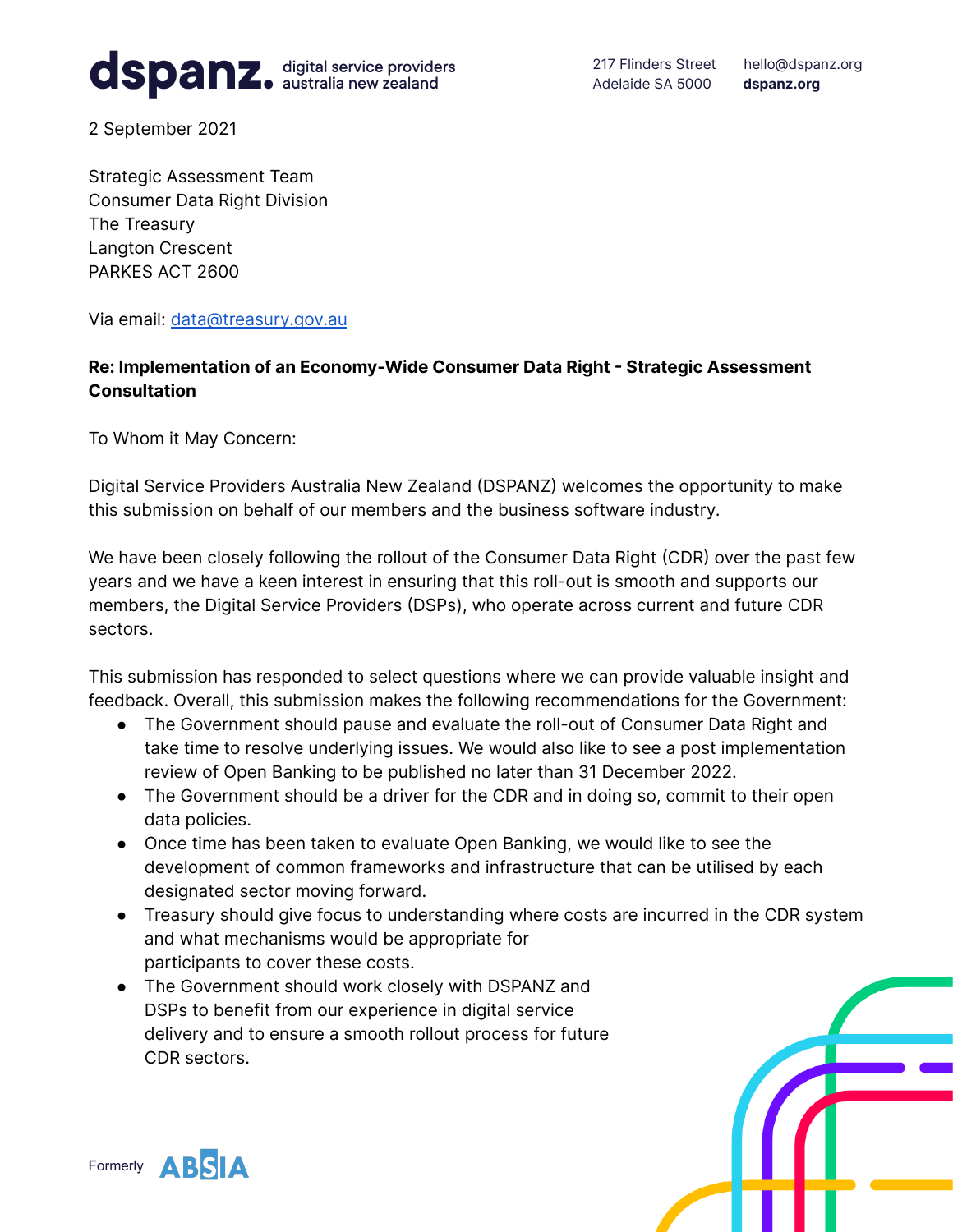**dspanz.** digital service providers australia new zealand

217 Flinders Street
Adelaide SA 5000

hello@dspanz.org
**dspanz.org**

2 September 2021

Strategic Assessment Team
Consumer Data Right Division
The Treasury
Langton Crescent
PARKES ACT 2600

Via email: data@treasury.gov.au

**Re: Implementation of an Economy-Wide Consumer Data Right - Strategic Assessment Consultation**

To Whom it May Concern:

Digital Service Providers Australia New Zealand (DSPANZ) welcomes the opportunity to make this submission on behalf of our members and the business software industry.

We have been closely following the rollout of the Consumer Data Right (CDR) over the past few years and we have a keen interest in ensuring that this roll-out is smooth and supports our members, the Digital Service Providers (DSPs), who operate across current and future CDR sectors.

This submission has responded to select questions where we can provide valuable insight and feedback. Overall, this submission makes the following recommendations for the Government:

- The Government should pause and evaluate the roll-out of Consumer Data Right and take time to resolve underlying issues. We would also like to see a post implementation review of Open Banking to be published no later than 31 December 2022.
- The Government should be a driver for the CDR and in doing so, commit to their open data policies.
- Once time has been taken to evaluate Open Banking, we would like to see the development of common frameworks and infrastructure that can be utilised by each designated sector moving forward.
- Treasury should give focus to understanding where costs are incurred in the CDR system and what mechanisms would be appropriate for participants to cover these costs.
- The Government should work closely with DSPANZ and DSPs to benefit from our experience in digital service delivery and to ensure a smooth rollout process for future CDR sectors.

Formerly ABSIA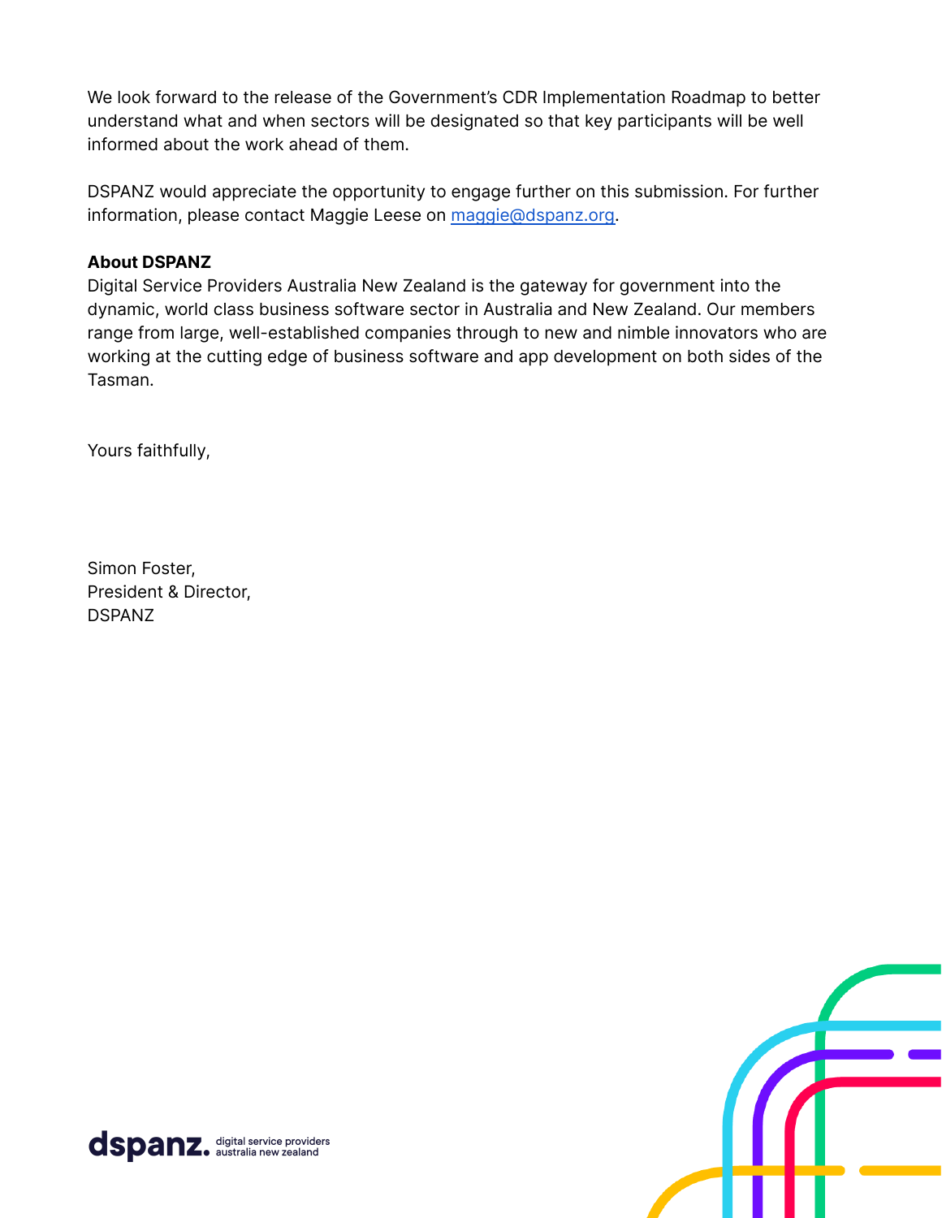We look forward to the release of the Government's CDR Implementation Roadmap to better understand what and when sectors will be designated so that key participants will be well informed about the work ahead of them.

DSPANZ would appreciate the opportunity to engage further on this submission. For further information, please contact Maggie Leese on [maggie@dspanz.org](mailto:maggie@dspanz.org).

**About DSPANZ**
Digital Service Providers Australia New Zealand is the gateway for government into the dynamic, world class business software sector in Australia and New Zealand. Our members range from large, well-established companies through to new and nimble innovators who are working at the cutting edge of business software and app development on both sides of the Tasman.

Yours faithfully,

Simon Foster,
President & Director,
DSPANZ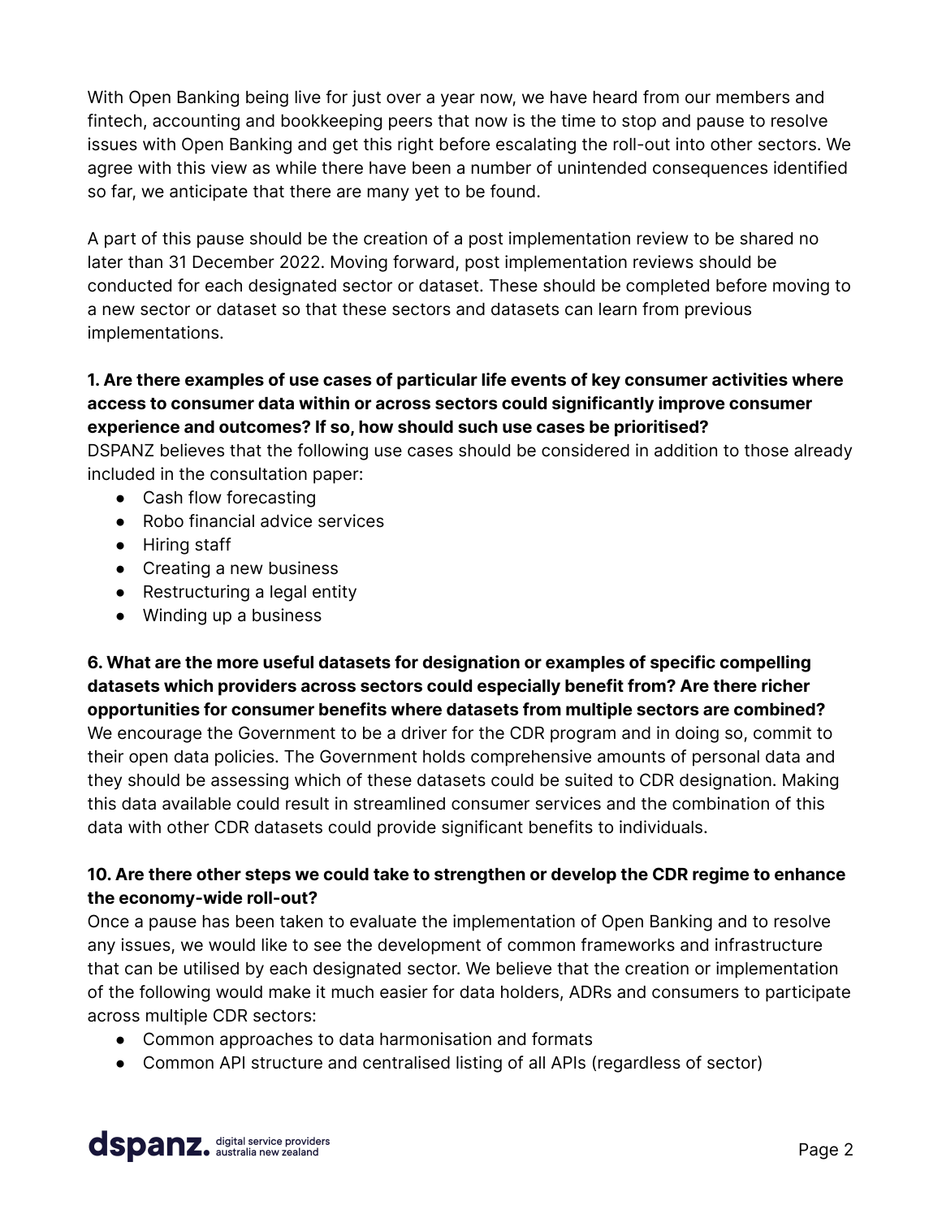With Open Banking being live for just over a year now, we have heard from our members and fintech, accounting and bookkeeping peers that now is the time to stop and pause to resolve issues with Open Banking and get this right before escalating the roll-out into other sectors. We agree with this view as while there have been a number of unintended consequences identified so far, we anticipate that there are many yet to be found.

A part of this pause should be the creation of a post implementation review to be shared no later than 31 December 2022. Moving forward, post implementation reviews should be conducted for each designated sector or dataset. These should be completed before moving to a new sector or dataset so that these sectors and datasets can learn from previous implementations.

**1. Are there examples of use cases of particular life events of key consumer activities where access to consumer data within or across sectors could significantly improve consumer experience and outcomes? If so, how should such use cases be prioritised?**

DSPANZ believes that the following use cases should be considered in addition to those already included in the consultation paper:

- Cash flow forecasting
- Robo financial advice services
- Hiring staff
- Creating a new business
- Restructuring a legal entity
- Winding up a business

**6. What are the more useful datasets for designation or examples of specific compelling datasets which providers across sectors could especially benefit from? Are there richer opportunities for consumer benefits where datasets from multiple sectors are combined?**

We encourage the Government to be a driver for the CDR program and in doing so, commit to their open data policies. The Government holds comprehensive amounts of personal data and they should be assessing which of these datasets could be suited to CDR designation. Making this data available could result in streamlined consumer services and the combination of this data with other CDR datasets could provide significant benefits to individuals.

**10. Are there other steps we could take to strengthen or develop the CDR regime to enhance the economy-wide roll-out?**

Once a pause has been taken to evaluate the implementation of Open Banking and to resolve any issues, we would like to see the development of common frameworks and infrastructure that can be utilised by each designated sector. We believe that the creation or implementation of the following would make it much easier for data holders, ADRs and consumers to participate across multiple CDR sectors:

- Common approaches to data harmonisation and formats
- Common API structure and centralised listing of all APIs (regardless of sector)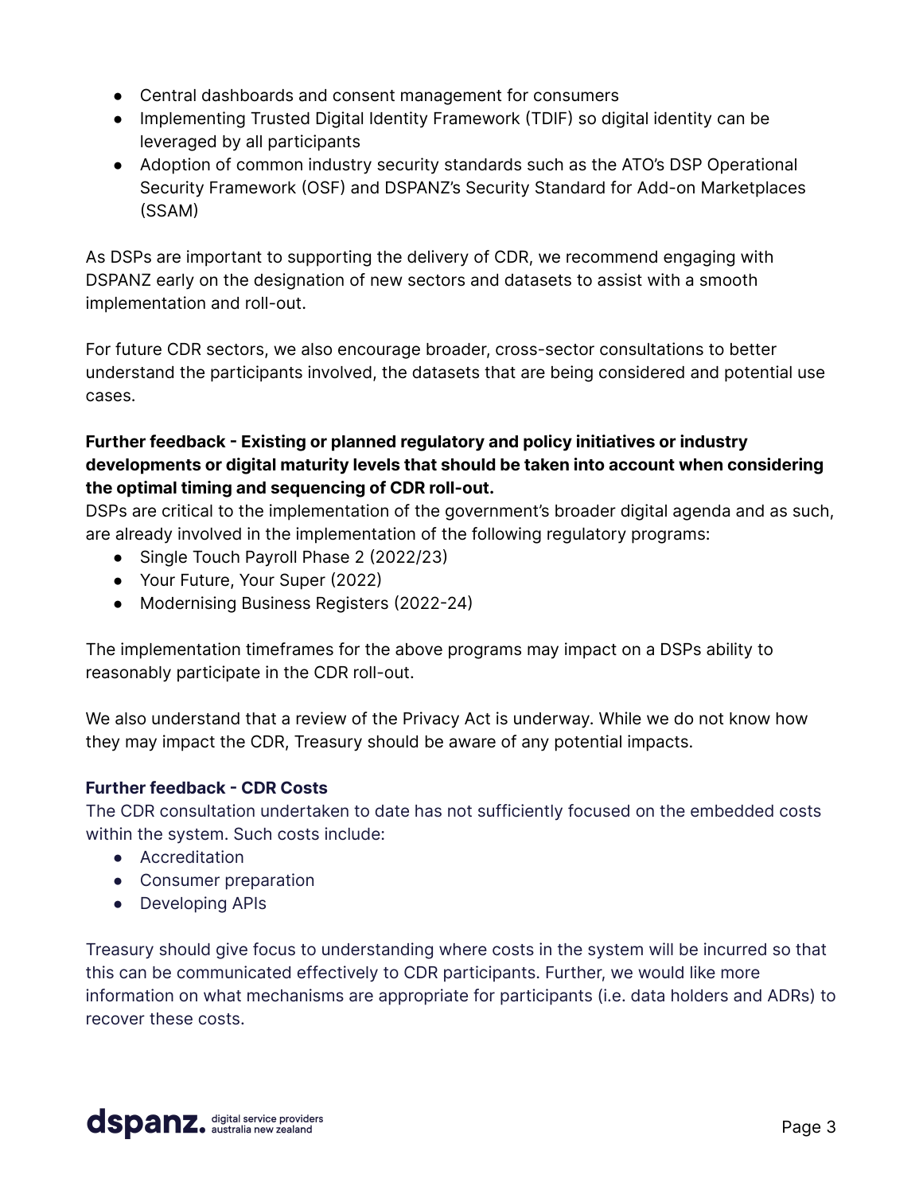- Central dashboards and consent management for consumers
- Implementing Trusted Digital Identity Framework (TDIF) so digital identity can be leveraged by all participants
- Adoption of common industry security standards such as the ATO's DSP Operational Security Framework (OSF) and DSPANZ's Security Standard for Add-on Marketplaces (SSAM)

As DSPs are important to supporting the delivery of CDR, we recommend engaging with DSPANZ early on the designation of new sectors and datasets to assist with a smooth implementation and roll-out.

For future CDR sectors, we also encourage broader, cross-sector consultations to better understand the participants involved, the datasets that are being considered and potential use cases.

**Further feedback - Existing or planned regulatory and policy initiatives or industry developments or digital maturity levels that should be taken into account when considering the optimal timing and sequencing of CDR roll-out.**

DSPs are critical to the implementation of the government's broader digital agenda and as such, are already involved in the implementation of the following regulatory programs:

- Single Touch Payroll Phase 2 (2022/23)
- Your Future, Your Super (2022)
- Modernising Business Registers (2022-24)

The implementation timeframes for the above programs may impact on a DSPs ability to reasonably participate in the CDR roll-out.

We also understand that a review of the Privacy Act is underway. While we do not know how they may impact the CDR, Treasury should be aware of any potential impacts.

**Further feedback - CDR Costs**

The CDR consultation undertaken to date has not sufficiently focused on the embedded costs within the system. Such costs include:

- Accreditation
- Consumer preparation
- Developing APIs

Treasury should give focus to understanding where costs in the system will be incurred so that this can be communicated effectively to CDR participants. Further, we would like more information on what mechanisms are appropriate for participants (i.e. data holders and ADRs) to recover these costs.